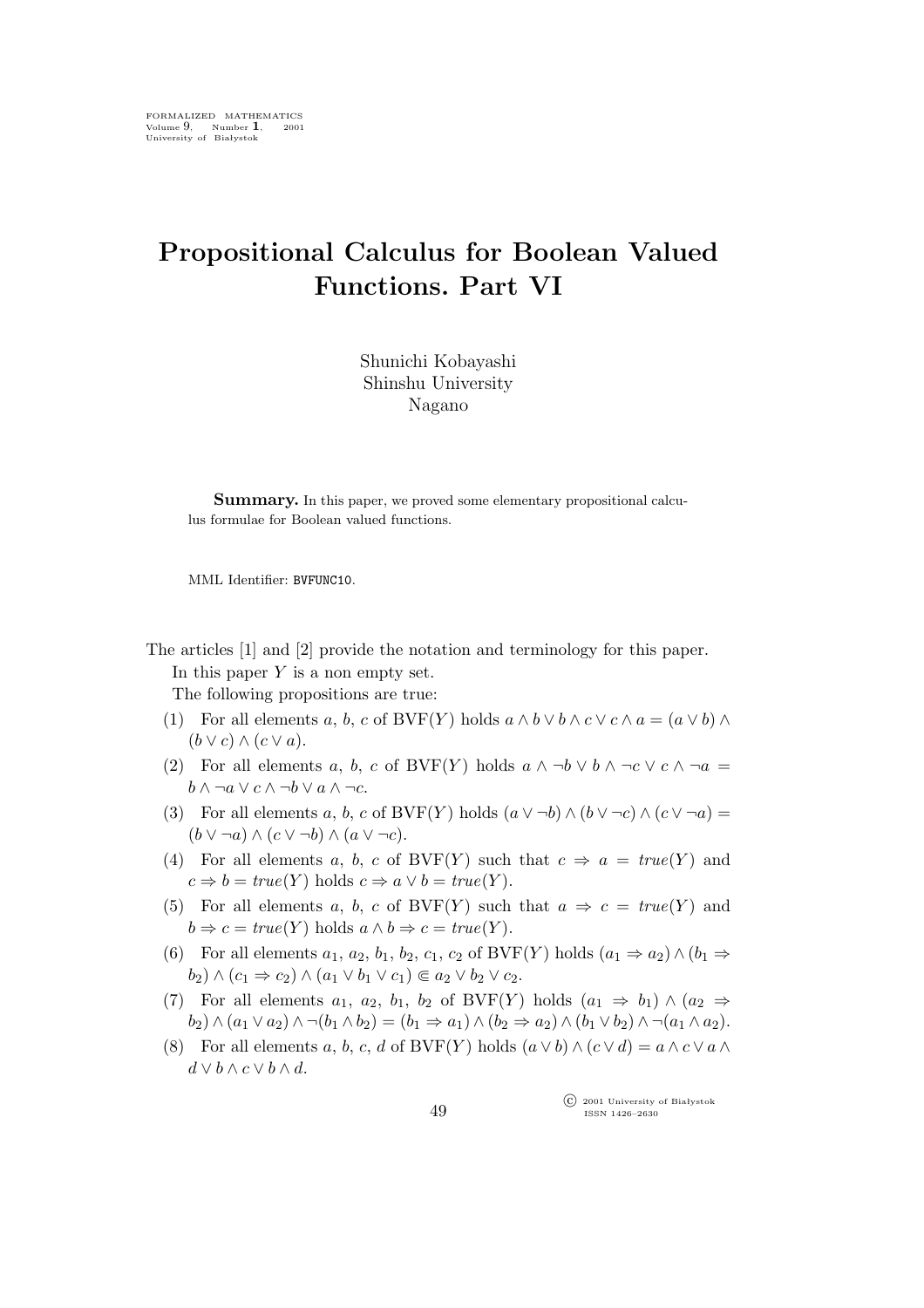FORMALIZED MATHEMATICS
Volume 9, Number 1, 2001
University of Białystok

# Propositional Calculus for Boolean Valued Functions. Part VI

Shunichi Kobayashi
Shinshu University
Nagano

**Summary.** In this paper, we proved some elementary propositional calculus formulae for Boolean valued functions.

MML Identifier: BVFUNC10.

The articles [1] and [2] provide the notation and terminology for this paper.

In this paper $Y$ is a non empty set.

The following propositions are true:

(1) For all elements $a$, $b$, $c$ of $\mathrm{BVF}(Y)$ holds $a \wedge b \vee b \wedge c \vee c \wedge a = (a \vee b) \wedge (b \vee c) \wedge (c \vee a)$.

(2) For all elements $a$, $b$, $c$ of $\mathrm{BVF}(Y)$ holds $a \wedge \neg b \vee b \wedge \neg c \vee c \wedge \neg a = b \wedge \neg a \vee c \wedge \neg b \vee a \wedge \neg c$.

(3) For all elements $a$, $b$, $c$ of $\mathrm{BVF}(Y)$ holds $(a \vee \neg b) \wedge (b \vee \neg c) \wedge (c \vee \neg a) = (b \vee \neg a) \wedge (c \vee \neg b) \wedge (a \vee \neg c)$.

(4) For all elements $a$, $b$, $c$ of $\mathrm{BVF}(Y)$ such that $c \Rightarrow a = \mathit{true}(Y)$ and $c \Rightarrow b = \mathit{true}(Y)$ holds $c \Rightarrow a \vee b = \mathit{true}(Y)$.

(5) For all elements $a$, $b$, $c$ of $\mathrm{BVF}(Y)$ such that $a \Rightarrow c = \mathit{true}(Y)$ and $b \Rightarrow c = \mathit{true}(Y)$ holds $a \wedge b \Rightarrow c = \mathit{true}(Y)$.

(6) For all elements $a_1$, $a_2$, $b_1$, $b_2$, $c_1$, $c_2$ of $\mathrm{BVF}(Y)$ holds $(a_1 \Rightarrow a_2) \wedge (b_1 \Rightarrow b_2) \wedge (c_1 \Rightarrow c_2) \wedge (a_1 \vee b_1 \vee c_1) \Subset a_2 \vee b_2 \vee c_2$.

(7) For all elements $a_1$, $a_2$, $b_1$, $b_2$ of $\mathrm{BVF}(Y)$ holds $(a_1 \Rightarrow b_1) \wedge (a_2 \Rightarrow b_2) \wedge (a_1 \vee a_2) \wedge \neg(b_1 \wedge b_2) = (b_1 \Rightarrow a_1) \wedge (b_2 \Rightarrow a_2) \wedge (b_1 \vee b_2) \wedge \neg(a_1 \wedge a_2)$.

(8) For all elements $a$, $b$, $c$, $d$ of $\mathrm{BVF}(Y)$ holds $(a \vee b) \wedge (c \vee d) = a \wedge c \vee a \wedge d \vee b \wedge c \vee b \wedge d$.

© 2001 University of Białystok
ISSN 1426–2630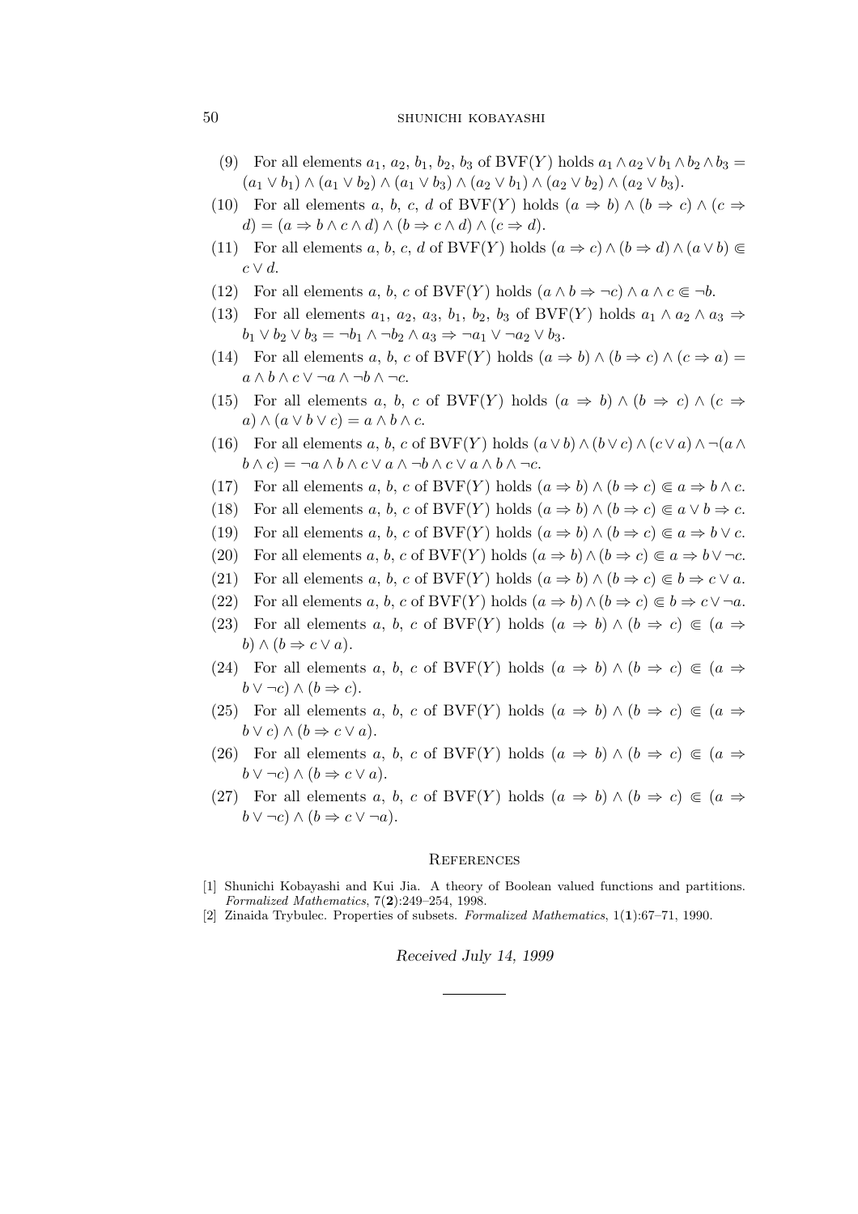(9) For all elements $a_1$, $a_2$, $b_1$, $b_2$, $b_3$ of $\mathrm{BVF}(Y)$ holds $a_1 \wedge a_2 \vee b_1 \wedge b_2 \wedge b_3 = (a_1 \vee b_1) \wedge (a_1 \vee b_2) \wedge (a_1 \vee b_3) \wedge (a_2 \vee b_1) \wedge (a_2 \vee b_2) \wedge (a_2 \vee b_3)$.

(10) For all elements $a$, $b$, $c$, $d$ of $\mathrm{BVF}(Y)$ holds $(a \Rightarrow b) \wedge (b \Rightarrow c) \wedge (c \Rightarrow d) = (a \Rightarrow b \wedge c \wedge d) \wedge (b \Rightarrow c \wedge d) \wedge (c \Rightarrow d)$.

(11) For all elements $a$, $b$, $c$, $d$ of $\mathrm{BVF}(Y)$ holds $(a \Rightarrow c) \wedge (b \Rightarrow d) \wedge (a \vee b) \Subset c \vee d$.

(12) For all elements $a$, $b$, $c$ of $\mathrm{BVF}(Y)$ holds $(a \wedge b \Rightarrow \neg c) \wedge a \wedge c \Subset \neg b$.

(13) For all elements $a_1$, $a_2$, $a_3$, $b_1$, $b_2$, $b_3$ of $\mathrm{BVF}(Y)$ holds $a_1 \wedge a_2 \wedge a_3 \Rightarrow b_1 \vee b_2 \vee b_3 = \neg b_1 \wedge \neg b_2 \wedge a_3 \Rightarrow \neg a_1 \vee \neg a_2 \vee b_3$.

(14) For all elements $a$, $b$, $c$ of $\mathrm{BVF}(Y)$ holds $(a \Rightarrow b) \wedge (b \Rightarrow c) \wedge (c \Rightarrow a) = a \wedge b \wedge c \vee \neg a \wedge \neg b \wedge \neg c$.

(15) For all elements $a$, $b$, $c$ of $\mathrm{BVF}(Y)$ holds $(a \Rightarrow b) \wedge (b \Rightarrow c) \wedge (c \Rightarrow a) \wedge (a \vee b \vee c) = a \wedge b \wedge c$.

(16) For all elements $a$, $b$, $c$ of $\mathrm{BVF}(Y)$ holds $(a \vee b) \wedge (b \vee c) \wedge (c \vee a) \wedge \neg(a \wedge b \wedge c) = \neg a \wedge b \wedge c \vee a \wedge \neg b \wedge c \vee a \wedge b \wedge \neg c$.

(17) For all elements $a$, $b$, $c$ of $\mathrm{BVF}(Y)$ holds $(a \Rightarrow b) \wedge (b \Rightarrow c) \Subset a \Rightarrow b \wedge c$.

(18) For all elements $a$, $b$, $c$ of $\mathrm{BVF}(Y)$ holds $(a \Rightarrow b) \wedge (b \Rightarrow c) \Subset a \vee b \Rightarrow c$.

(19) For all elements $a$, $b$, $c$ of $\mathrm{BVF}(Y)$ holds $(a \Rightarrow b) \wedge (b \Rightarrow c) \Subset a \Rightarrow b \vee c$.

(20) For all elements $a$, $b$, $c$ of $\mathrm{BVF}(Y)$ holds $(a \Rightarrow b) \wedge (b \Rightarrow c) \Subset a \Rightarrow b \vee \neg c$.

(21) For all elements $a$, $b$, $c$ of $\mathrm{BVF}(Y)$ holds $(a \Rightarrow b) \wedge (b \Rightarrow c) \Subset b \Rightarrow c \vee a$.

(22) For all elements $a$, $b$, $c$ of $\mathrm{BVF}(Y)$ holds $(a \Rightarrow b) \wedge (b \Rightarrow c) \Subset b \Rightarrow c \vee \neg a$.

(23) For all elements $a$, $b$, $c$ of $\mathrm{BVF}(Y)$ holds $(a \Rightarrow b) \wedge (b \Rightarrow c) \Subset (a \Rightarrow b) \wedge (b \Rightarrow c \vee a)$.

(24) For all elements $a$, $b$, $c$ of $\mathrm{BVF}(Y)$ holds $(a \Rightarrow b) \wedge (b \Rightarrow c) \Subset (a \Rightarrow b \vee \neg c) \wedge (b \Rightarrow c)$.

(25) For all elements $a$, $b$, $c$ of $\mathrm{BVF}(Y)$ holds $(a \Rightarrow b) \wedge (b \Rightarrow c) \Subset (a \Rightarrow b \vee c) \wedge (b \Rightarrow c \vee a)$.

(26) For all elements $a$, $b$, $c$ of $\mathrm{BVF}(Y)$ holds $(a \Rightarrow b) \wedge (b \Rightarrow c) \Subset (a \Rightarrow b \vee \neg c) \wedge (b \Rightarrow c \vee a)$.

(27) For all elements $a$, $b$, $c$ of $\mathrm{BVF}(Y)$ holds $(a \Rightarrow b) \wedge (b \Rightarrow c) \Subset (a \Rightarrow b \vee \neg c) \wedge (b \Rightarrow c \vee \neg a)$.

## References

[1] Shunichi Kobayashi and Kui Jia. A theory of Boolean valued functions and partitions. *Formalized Mathematics*, 7(**2**):249–254, 1998.

[2] Zinaida Trybulec. Properties of subsets. *Formalized Mathematics*, 1(**1**):67–71, 1990.

*Received July 14, 1999*